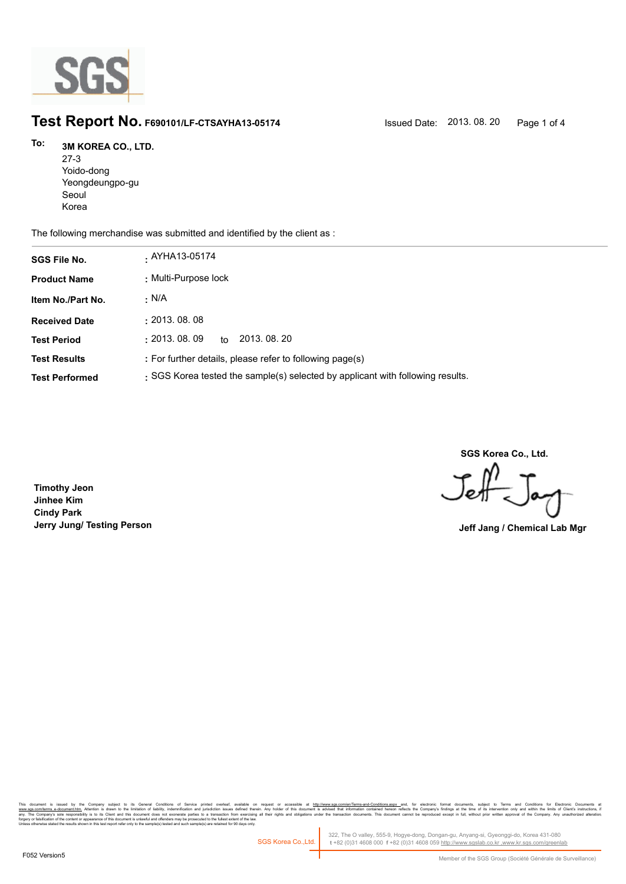# Test Report No. F690101/LF-CTSAYHA13-05174

Issued Date: 2013. 08. 20

**To:** **3M KOREA CO., LTD.**
27-3
Yoido-dong
Yeongdeungpo-gu
Seoul
Korea

The following merchandise was submitted and identified by the client as :

| | |
|---|---|
| **SGS File No.** | : AYHA13-05174 |
| **Product Name** | : Multi-Purpose lock |
| **Item No./Part No.** | : N/A |
| **Received Date** | : 2013. 08. 08 |
| **Test Period** | : 2013. 08. 09 to 2013. 08. 20 |
| **Test Results** | : For further details, please refer to following page(s) |
| **Test Performed** | : SGS Korea tested the sample(s) selected by applicant with following results. |

**SGS Korea Co., Ltd.**

**Timothy Jeon**
**Jinhee Kim**
**Cindy Park**
**Jerry Jung/ Testing Person**

**Jeff Jang / Chemical Lab Mgr**

This document is issued by the Company subject to its General Conditions of Service printed overleaf, available on request or accessible at http://www.sgs.com/en/Terms-and-Conditions.aspx and, for electronic format documents, subject to Terms and Conditions for Electronic Documents at www.sgs.com/terms_e-document.htm. Attention is drawn to the limitation of liability, indemnification and jurisdiction issues defined therein. Any holder of this document is advised that information contained hereon reflects the Company's findings at the time of its intervention only and within the limits of Client's instructions, if any. The Company's sole responsibility is to its Client and this document does not exonerate parties to a transaction from exercising all their rights and obligations under the transaction documents. This document cannot be reproduced except in full, without prior written approval of the Company. Any unauthorized alteration, forgery or falsification of the content or appearance of this document is unlawful and offenders may be prosecuted to the fullest extent of the law.
Unless otherwise stated the results shown in this test report refer only to the sample(s) tested and such sample(s) are retained for 90 days only.

SGS Korea Co.,Ltd. 322, The O valley, 555-9, Hogye-dong, Dongan-gu, Anyang-si, Gyeonggi-do, Korea 431-080
t +82 (0)31 4608 000 f +82 (0)31 4608 059 http://www.sgslab.co.kr ,www.kr.sgs.com/greenlab

F052 Version5

Member of the SGS Group (Société Générale de Surveillance)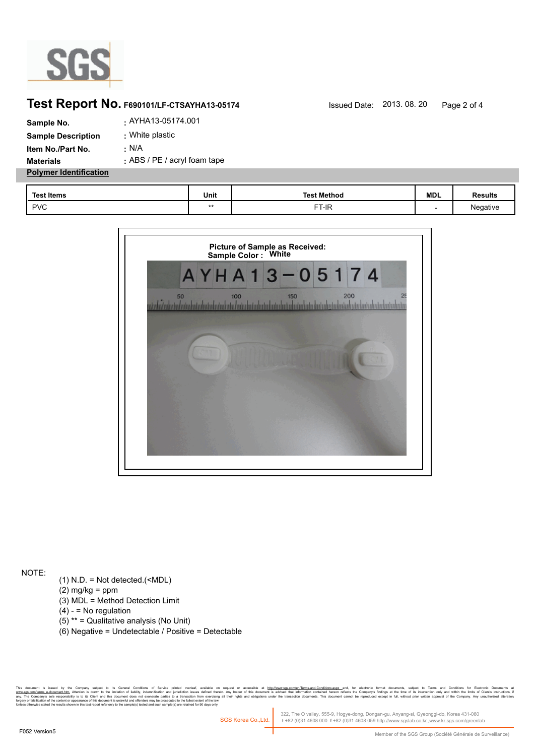**Test Report No.** F690101/LF-CTSAYHA13-05174 Issued Date: 2013. 08. 20

**Sample No.** : AYHA13-05174.001

**Sample Description** : White plastic

**Item No./Part No.** : N/A

**Materials** : ABS / PE / acryl foam tape

**Polymer Identification**

| Test Items | Unit | Test Method | MDL | Results |
|---|---|---|---|---|
| PVC | ** | FT-IR | - | Negative |

**Picture of Sample as Received:**
**Sample Color : White**

NOTE:

(1) N.D. = Not detected.(<MDL)
(2) mg/kg = ppm
(3) MDL = Method Detection Limit
(4) - = No regulation
(5) ** = Qualitative analysis (No Unit)
(6) Negative = Undetectable / Positive = Detectable

This document is issued by the Company subject to its General Conditions of Service printed overleaf, available on request or accessible at http://www.sgs.com/en/Terms-and-Conditions.aspx and, for electronic format documents, subject to Terms and Conditions for Electronic Documents at www.sgs.com/terms_e-document.htm. Attention is drawn to the limitation of liability, indemnification and jurisdiction issues defined therein. Any holder of this document is advised that information contained hereon reflects the Company's findings at the time of its intervention only and within the limits of Client's instructions, if any. The Company's sole responsibility is to its Client and this document does not exonerate parties to a transaction from exercising all their rights and obligations under the transaction documents. This document cannot be reproduced except in full, without prior written approval of the Company. Any unauthorized alteration, forgery or falsification of the content or appearance of this document is unlawful and offenders may be prosecuted to the fullest extent of the law.
Unless otherwise stated the results shown in this test report refer only to the sample(s) tested and such sample(s) are retained for 90 days only.

SGS Korea Co.,Ltd. 322, The O valley, 555-9, Hogye-dong, Dongan-gu, Anyang-si, Gyeonggi-do, Korea 431-080
t +82 (0)31 4608 000 f +82 (0)31 4608 059 http://www.sgslab.co.kr ,www.kr.sgs.com/greenlab

F052 Version5

Member of the SGS Group (Société Générale de Surveillance)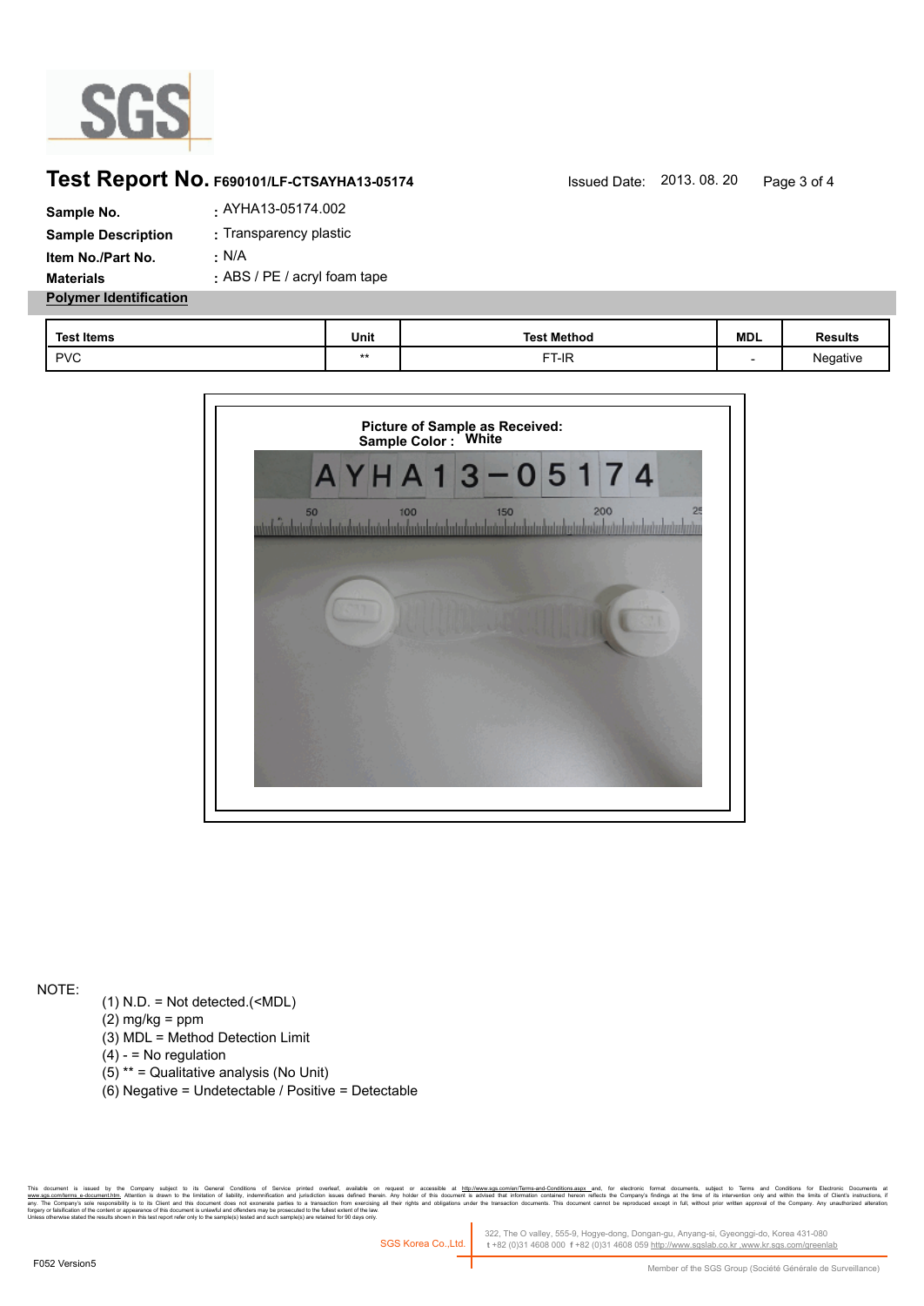# Test Report No. F690101/LF-CTSAYHA13-05174

Issued Date: 2013. 08. 20

**Sample No.** : AYHA13-05174.002

**Sample Description** : Transparency plastic

**Item No./Part No.** : N/A

**Materials** : ABS / PE / acryl foam tape

**Polymer Identification**

| Test Items | Unit | Test Method | MDL | Results |
|---|---|---|---|---|
| PVC | ** | FT-IR | - | Negative |

**Picture of Sample as Received:**
**Sample Color : White**

NOTE:

(1) N.D. = Not detected.(<MDL)
(2) mg/kg = ppm
(3) MDL = Method Detection Limit
(4) - = No regulation
(5) ** = Qualitative analysis (No Unit)
(6) Negative = Undetectable / Positive = Detectable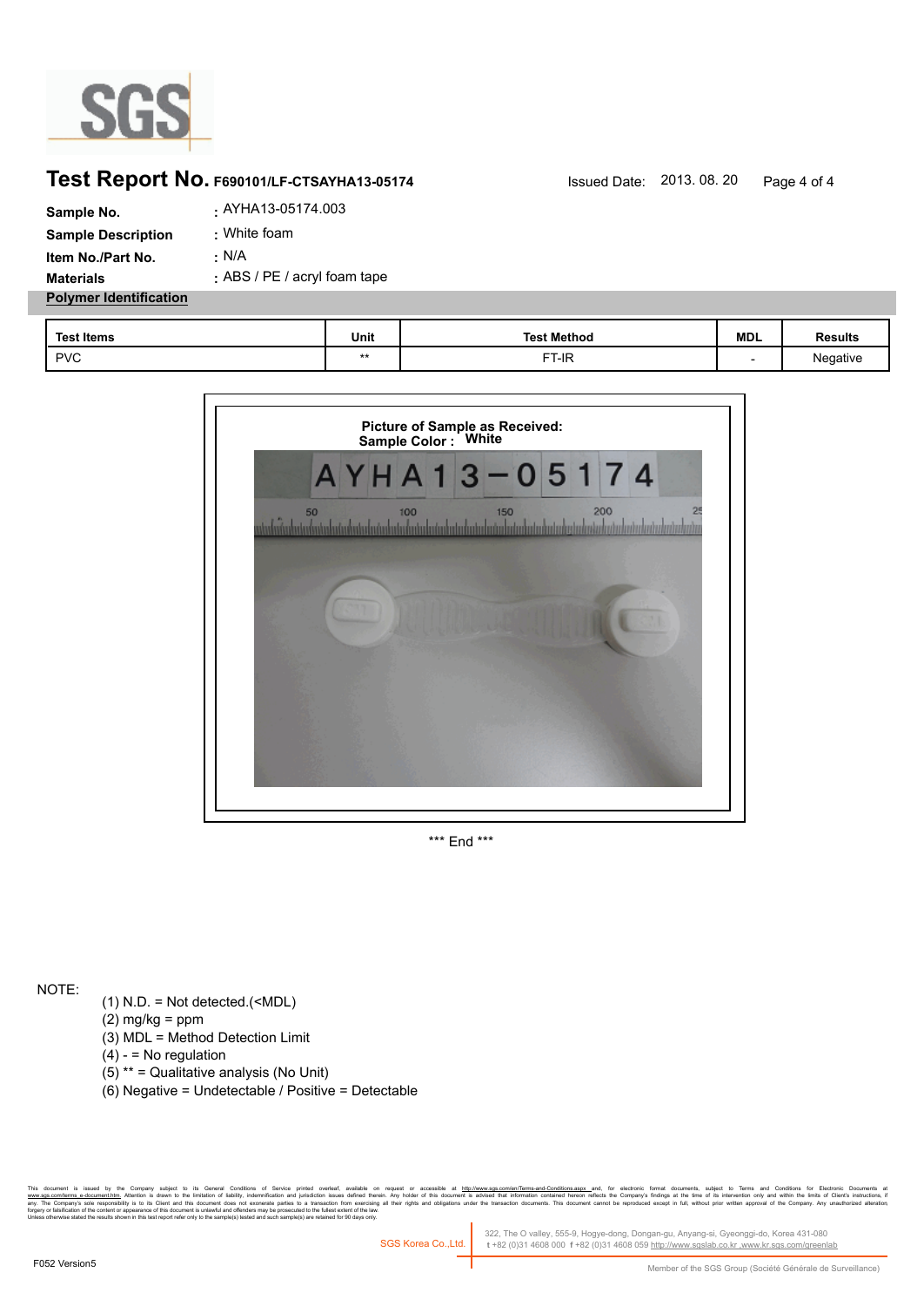# Test Report No. F690101/LF-CTSAYHA13-05174

Issued Date: 2013. 08. 20

**Sample No.** : AYHA13-05174.003

**Sample Description** : White foam

**Item No./Part No.** : N/A

**Materials** : ABS / PE / acryl foam tape

**Polymer Identification**

| Test Items | Unit | Test Method | MDL | Results |
|---|---|---|---|---|
| PVC | ** | FT-IR | - | Negative |

**Picture of Sample as Received:**
**Sample Color : White**

*** End ***

NOTE:

(1) N.D. = Not detected.(<MDL)
(2) mg/kg = ppm
(3) MDL = Method Detection Limit
(4) - = No regulation
(5) ** = Qualitative analysis (No Unit)
(6) Negative = Undetectable / Positive = Detectable